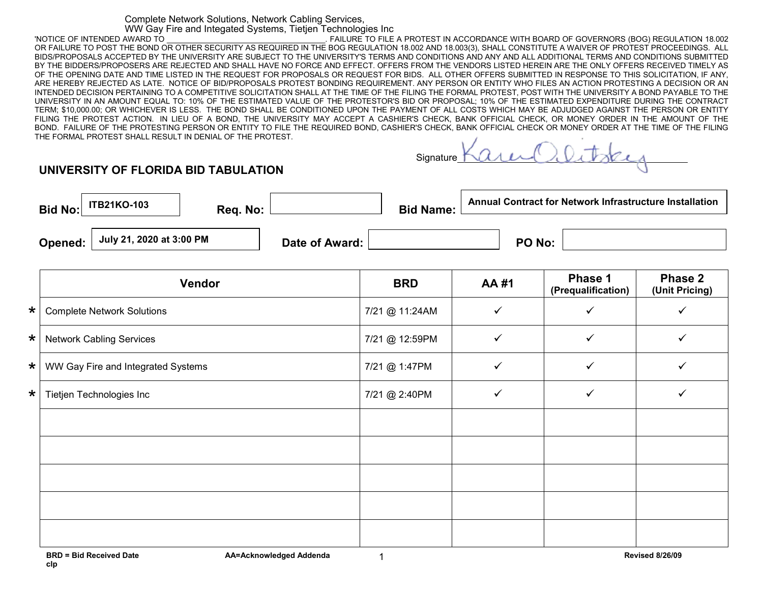Complete Network Solutions, Network Cabling Services, WW Gay Fire and Integated Systems, Tietjen Technologies Inc

'NOTICE OF INTENDED AWARD TO ________________________________. FAILURE TO FILE A PROTEST IN ACCORDANCE WITH BOARD OF GOVERNORS (BOG) REGULATION 18.002 OR FAILURE TO POST THE BOND OR OTHER SECURITY AS REQUIRED IN THE BOG REGULATION 18.002 AND 18.003(3), SHALL CONSTITUTE A WAIVER OF PROTEST PROCEEDINGS. ALL BIDS/PROPOSALS ACCEPTED BY THE UNIVERSITY ARE SUBJECT TO THE UNIVERSITY'S TERMS AND CONDITIONS AND ANY AND ALL ADDITIONAL TERMS AND CONDITIONS SUBMITTED BY THE BIDDERS/PROPOSERS ARE REJECTED AND SHALL HAVE NO FORCE AND EFFECT. OFFERS FROM THE VENDORS LISTED HEREIN ARE THE ONLY OFFERS RECEIVED TIMELY AS OF THE OPENING DATE AND TIME LISTED IN THE REQUEST FOR PROPOSALS OR REQUEST FOR BIDS. ALL OTHER OFFERS SUBMITTED IN RESPONSE TO THIS SOLICITATION, IF ANY, ARE HEREBY REJECTED AS LATE. NOTICE OF BID/PROPOSALS PROTEST BONDING REQUIREMENT. ANY PERSON OR ENTITY WHO FILES AN ACTION PROTESTING A DECISION OR AN INTENDED DECISION PERTAINING TO A COMPETITIVE SOLICITATION SHALL AT THE TIME OF THE FILING THE FORMAL PROTEST, POST WITH THE UNIVERSITY A BOND PAYABLE TO THE UNIVERSITY IN AN AMOUNT EQUAL TO: 10% OF THE ESTIMATED VALUE OF THE PROTESTOR'S BID OR PROPOSAL; 10% OF THE ESTIMATED EXPENDITURE DURING THE CONTRACT TERM; $10,000.00; OR WHICHEVER IS LESS. THE BOND SHALL BE CONDITIONED UPON THE PAYMENT OF ALL COSTS WHICH MAY BE ADJUDGED AGAINST THE PERSON OR ENTITY FILING THE PROTEST ACTION. IN LIEU OF A BOND, THE UNIVERSITY MAY ACCEPT A CASHIER'S CHECK, BANK OFFICIAL CHECK, OR MONEY ORDER IN THE AMOUNT OF THE BOND. FAILURE OF THE PROTESTING PERSON OR ENTITY TO FILE THE REQUIRED BOND, CASHIER'S CHECK, BANK OFFICIAL CHECK OR MONEY ORDER AT THE TIME OF THE FILING THE FORMAL PROTEST SHALL RESULT IN DENIAL OF THE PROTEST.

Signature: Karen Olitsky

## UNIVERSITY OF FLORIDA BID TABULATION

**Bid No:** ITB21KO-103 **Req. No:** **Bid Name:** Annual Contract for Network Infrastructure Installation

**Opened:** July 21, 2020 at 3:00 PM **Date of Award:** **PO No:**

| | Vendor | BRD | AA #1 | Phase 1 (Prequalification) | Phase 2 (Unit Pricing) |
|---|---|---|---|---|---|
| * | Complete Network Solutions | 7/21 @ 11:24AM | ✓ | ✓ | ✓ |
| * | Network Cabling Services | 7/21 @ 12:59PM | ✓ | ✓ | ✓ |
| * | WW Gay Fire and Integrated Systems | 7/21 @ 1:47PM | ✓ | ✓ | ✓ |
| * | Tietjen Technologies Inc | 7/21 @ 2:40PM | ✓ | ✓ | ✓ |
| | | | | | |
| | | | | | |
| | | | | | |
| | | | | | |
| | | | | | |

**BRD = Bid Received Date** **AA=Acknowledged Addenda**

**clp**

**Revised 8/26/09**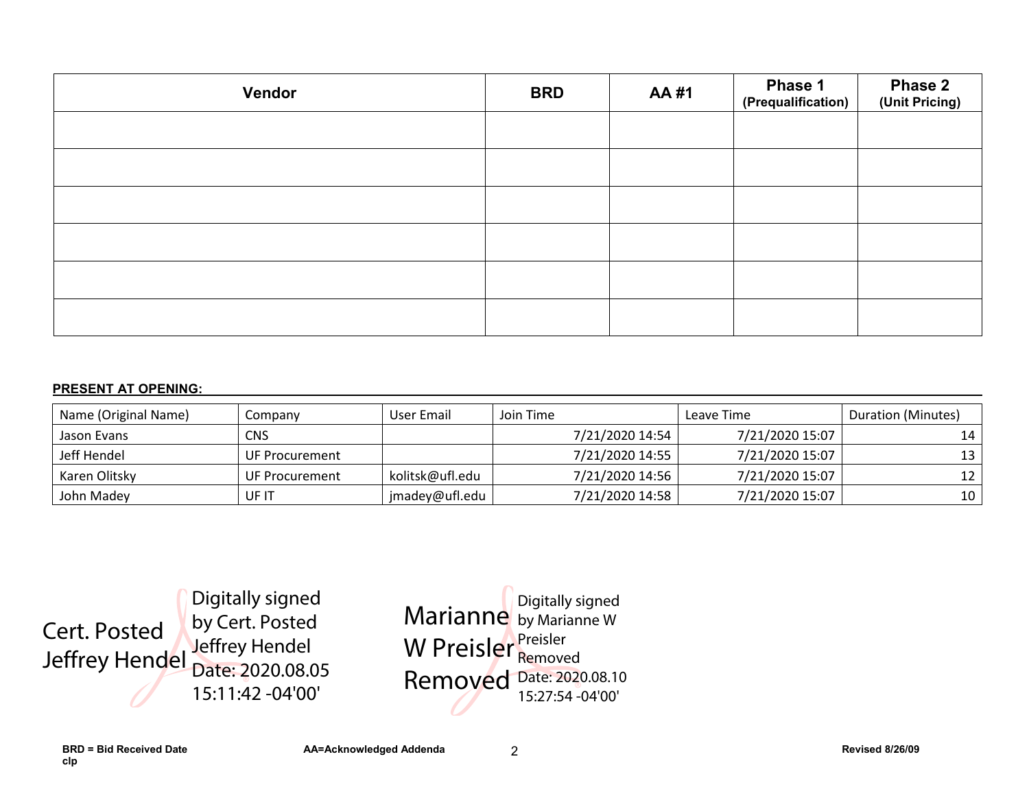| Vendor | BRD | AA #1 | Phase 1 (Prequalification) | Phase 2 (Unit Pricing) |
|---|---|---|---|---|
| | | | | |
| | | | | |
| | | | | |
| | | | | |
| | | | | |
| | | | | |

**PRESENT AT OPENING:**

| Name (Original Name) | Company | User Email | Join Time | Leave Time | Duration (Minutes) |
|---|---|---|---|---|---|
| Jason Evans | CNS | | 7/21/2020 14:54 | 7/21/2020 15:07 | 14 |
| Jeff Hendel | UF Procurement | | 7/21/2020 14:55 | 7/21/2020 15:07 | 13 |
| Karen Olitsky | UF Procurement | kolitsk@ufl.edu | 7/21/2020 14:56 | 7/21/2020 15:07 | 12 |
| John Madey | UF IT | jmadey@ufl.edu | 7/21/2020 14:58 | 7/21/2020 15:07 | 10 |

Cert. Posted Jeffrey Hendel

Digitally signed by Cert. Posted Jeffrey Hendel
Date: 2020.08.05 15:11:42 -04'00'

Marianne W Preisler Removed

Digitally signed by Marianne W Preisler Removed
Date: 2020.08.10 15:27:54 -04'00'

**BRD = Bid Received Date**
**clp**

**AA=Acknowledged Addenda**

**Revised 8/26/09**